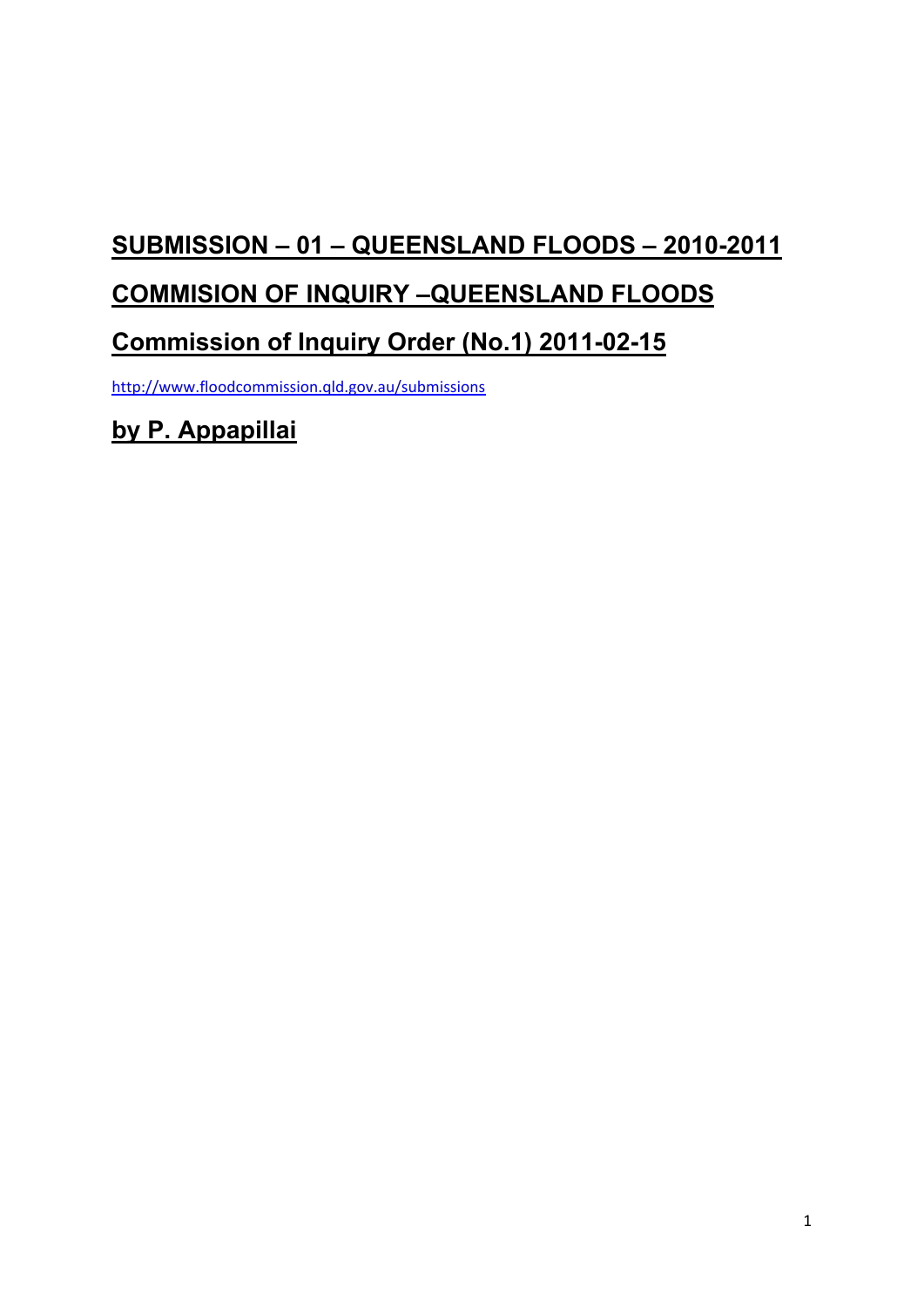# **SUBMISSION – 01 – QUEENSLAND FLOODS – 2010-2011**

# **COMMISION OF INQUIRY –QUEENSLAND FLOODS**

# **Commission of Inquiry Order (No.1) 2011-02-15**

http://www.floodcommission.qld.gov.au/submissions

# **by P. Appapillai**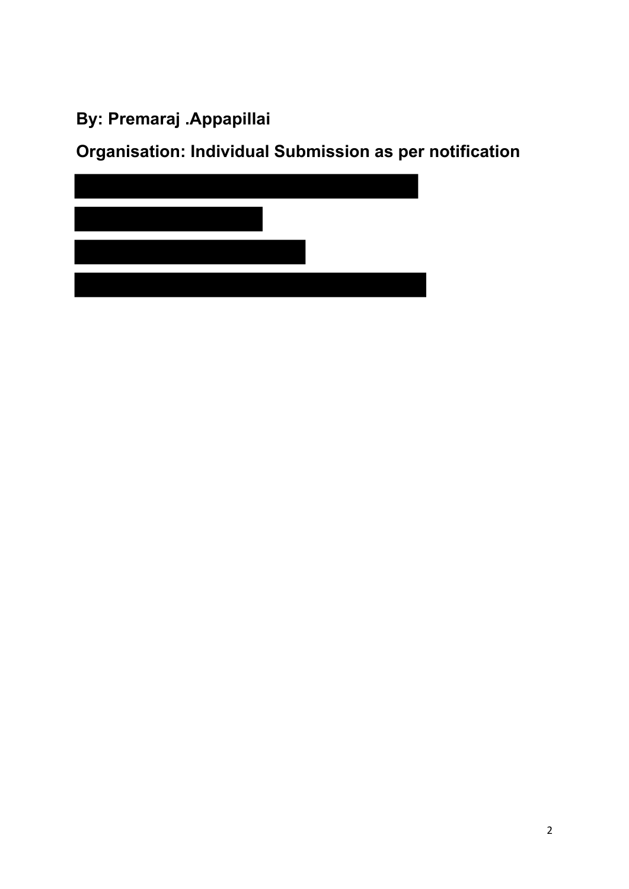**By: Premaraj .Appapillai**

**Organisation: Individual Submission as per notification**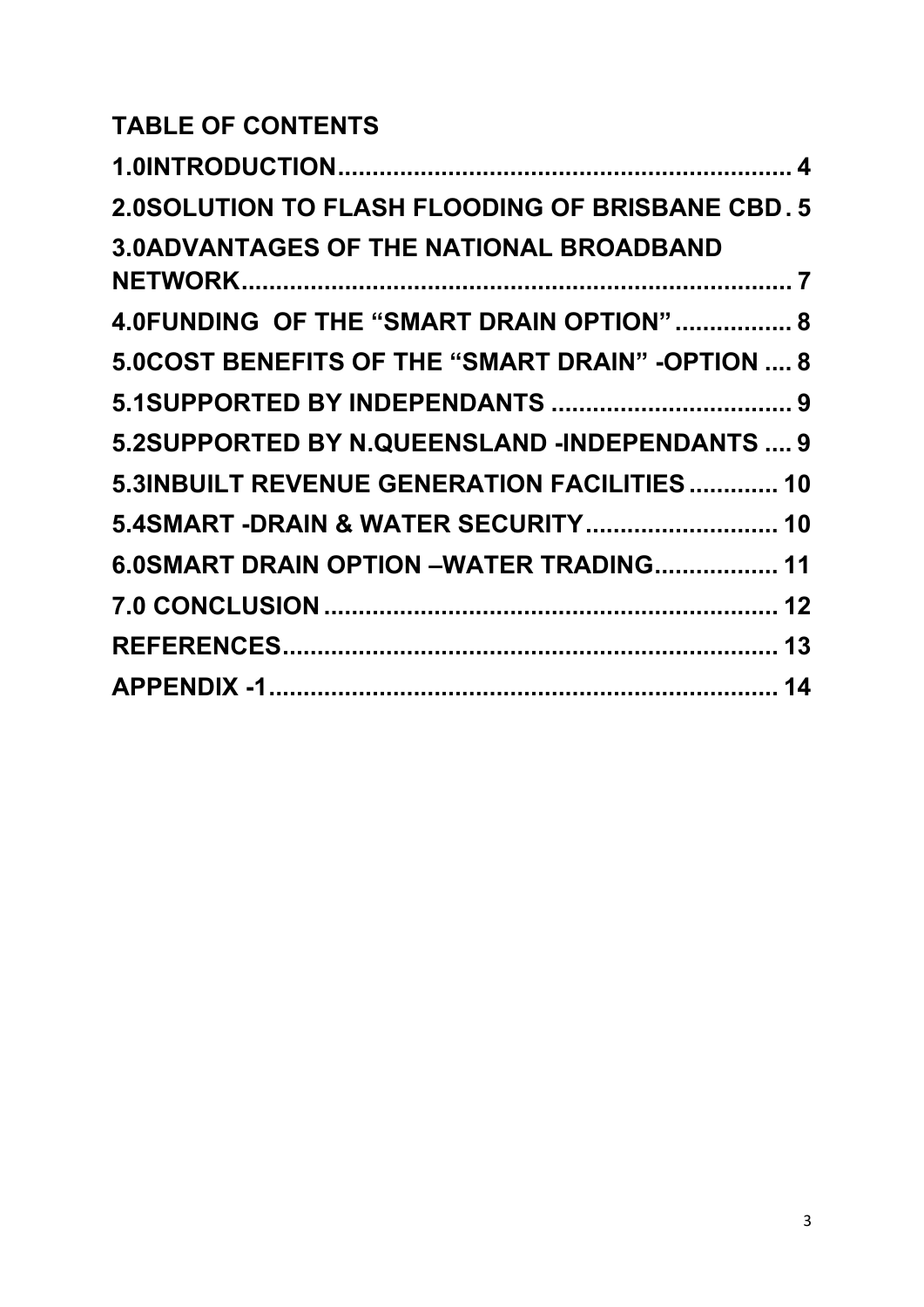## TABLE OF CONTENTS

**1.0INTRODUCTION................................................................ 4**

**2.0SOLUTION TO FLASH FLOODING OF BRISBANE CBD. 5**

**3.0ADVANTAGES OF THE NATIONAL BROADBAND NETWORK.............................................................................. 7**

**4.0FUNDING OF THE "SMART DRAIN OPTION" ................ 8**

**5.0COST BENEFITS OF THE "SMART DRAIN" -OPTION .... 8**

**5.1SUPPORTED BY INDEPENDANTS .................................. 9**

**5.2SUPPORTED BY N.QUEENSLAND -INDEPENDANTS .... 9**

**5.3INBUILT REVENUE GENERATION FACILITIES ............ 10**

**5.4SMART -DRAIN & WATER SECURITY........................... 10**

**6.0SMART DRAIN OPTION –WATER TRADING................. 11**

**7.0 CONCLUSION ................................................................. 12**

**REFERENCES...................................................................... 13**

**APPENDIX -1......................................................................... 14**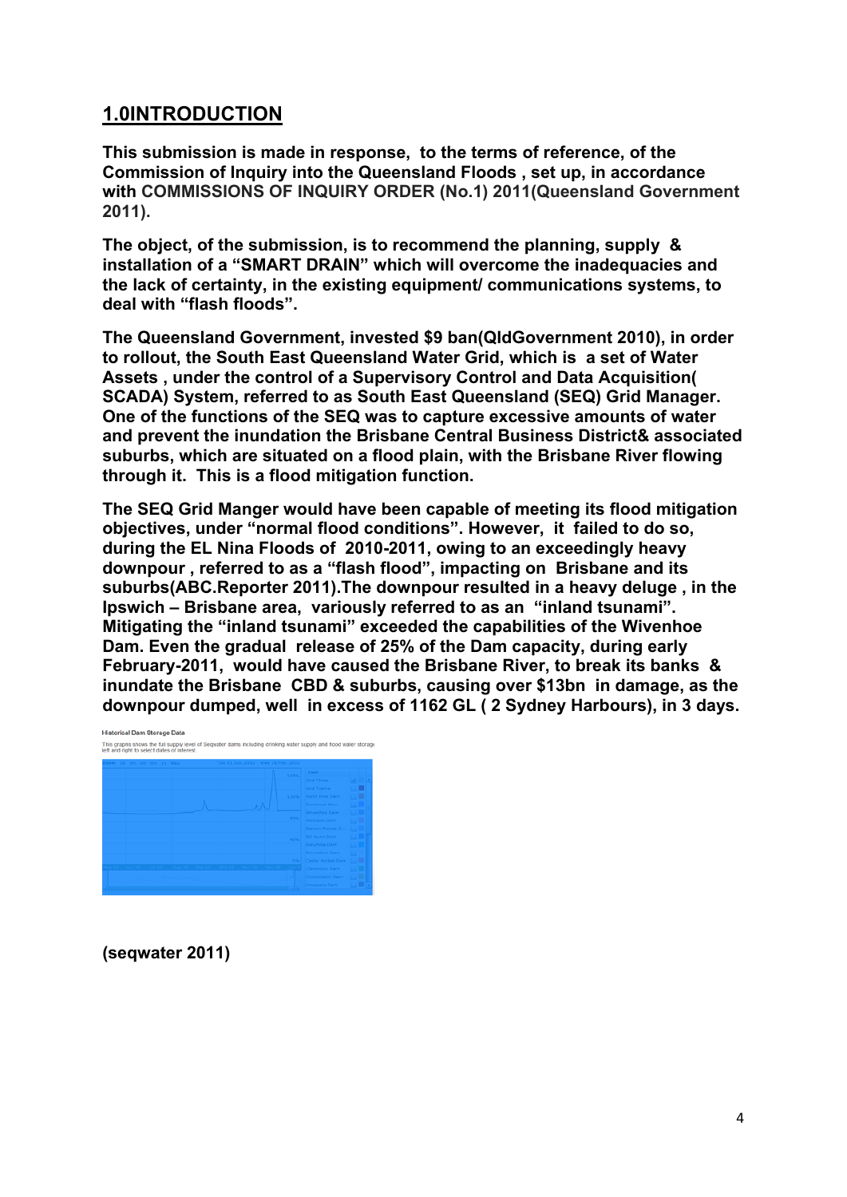## 1.0INTRODUCTION

**This submission is made in response, to the terms of reference, of the Commission of Inquiry into the Queensland Floods , set up, in accordance with COMMISSIONS OF INQUIRY ORDER (No.1) 2011(Queensland Government 2011).**

**The object, of the submission, is to recommend the planning, supply & installation of a "SMART DRAIN" which will overcome the inadequacies and the lack of certainty, in the existing equipment/ communications systems, to deal with "flash floods".**

**The Queensland Government, invested $9 ban(QldGovernment 2010), in order to rollout, the South East Queensland Water Grid, which is a set of Water Assets , under the control of a Supervisory Control and Data Acquisition( SCADA) System, referred to as South East Queensland (SEQ) Grid Manager. One of the functions of the SEQ was to capture excessive amounts of water and prevent the inundation the Brisbane Central Business District& associated suburbs, which are situated on a flood plain, with the Brisbane River flowing through it. This is a flood mitigation function.**

**The SEQ Grid Manger would have been capable of meeting its flood mitigation objectives, under "normal flood conditions". However, it failed to do so, during the EL Nina Floods of 2010-2011, owing to an exceedingly heavy downpour , referred to as a "flash flood", impacting on Brisbane and its suburbs(ABC.Reporter 2011).The downpour resulted in a heavy deluge , in the Ipswich – Brisbane area, variously referred to as an "inland tsunami". Mitigating the "inland tsunami" exceeded the capabilities of the Wivenhoe Dam. Even the gradual release of 25% of the Dam capacity, during early February-2011, would have caused the Brisbane River, to break its banks & inundate the Brisbane CBD & suburbs, causing over $13bn in damage, as the downpour dumped, well in excess of 1162 GL ( 2 Sydney Harbours), in 3 days.**

Historical Dam Storage Data

This graphs shows the full supply level of Seqwater dams including drinking water supply and flood water storage left and right to select dates of interest

**(seqwater 2011)**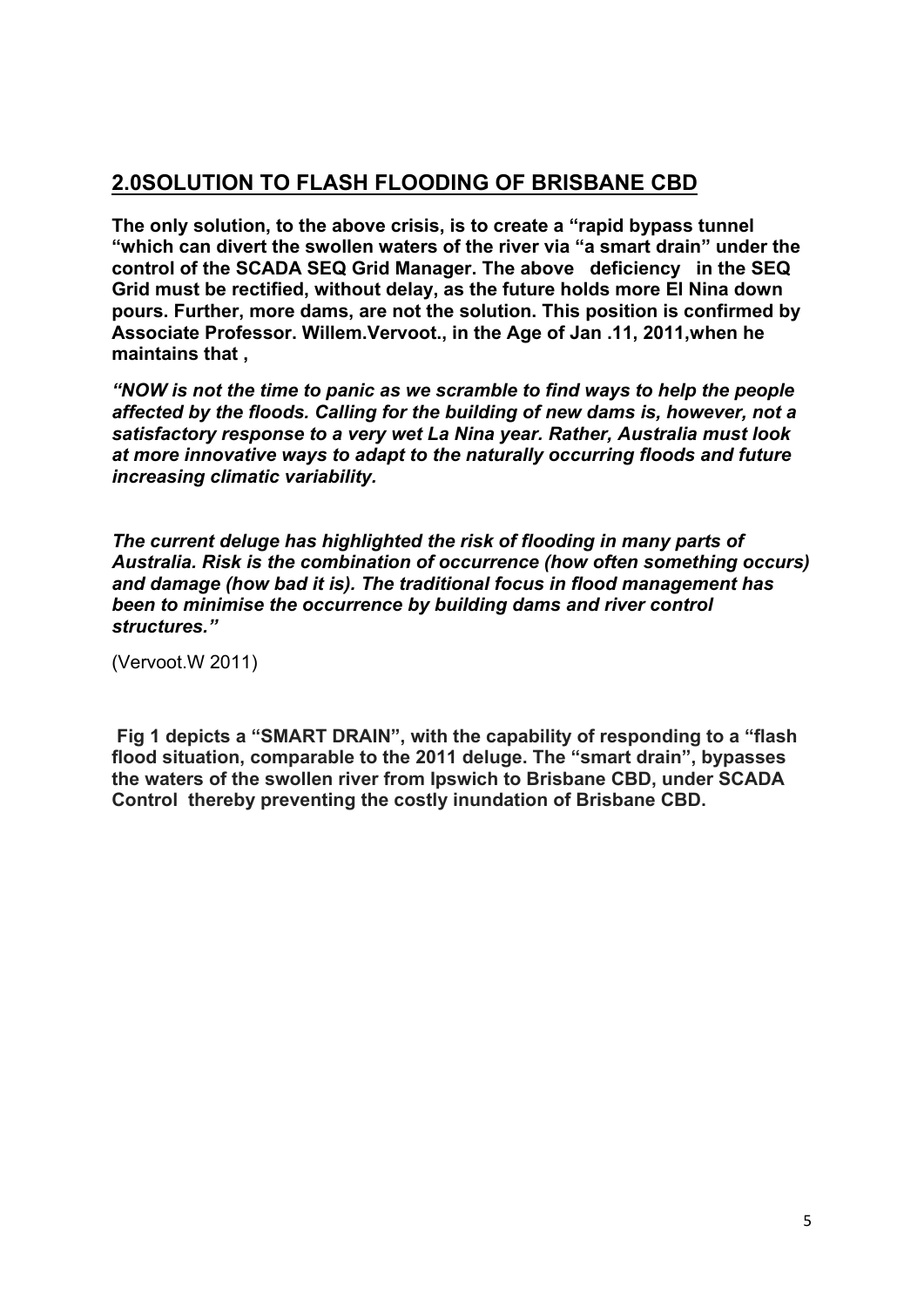## 2.0SOLUTION TO FLASH FLOODING OF BRISBANE CBD

**The only solution, to the above crisis, is to create a "rapid bypass tunnel "which can divert the swollen waters of the river via "a smart drain" under the control of the SCADA SEQ Grid Manager. The above deficiency in the SEQ Grid must be rectified, without delay, as the future holds more El Nina down pours. Further, more dams, are not the solution. This position is confirmed by Associate Professor. Willem.Vervoot., in the Age of Jan .11, 2011,when he maintains that ,**

***"NOW is not the time to panic as we scramble to find ways to help the people affected by the floods. Calling for the building of new dams is, however, not a satisfactory response to a very wet La Nina year. Rather, Australia must look at more innovative ways to adapt to the naturally occurring floods and future increasing climatic variability.***

***The current deluge has highlighted the risk of flooding in many parts of Australia. Risk is the combination of occurrence (how often something occurs) and damage (how bad it is). The traditional focus in flood management has been to minimise the occurrence by building dams and river control structures."***

(Vervoot.W 2011)

**Fig 1 depicts a "SMART DRAIN", with the capability of responding to a "flash flood situation, comparable to the 2011 deluge. The "smart drain", bypasses the waters of the swollen river from Ipswich to Brisbane CBD, under SCADA Control thereby preventing the costly inundation of Brisbane CBD.**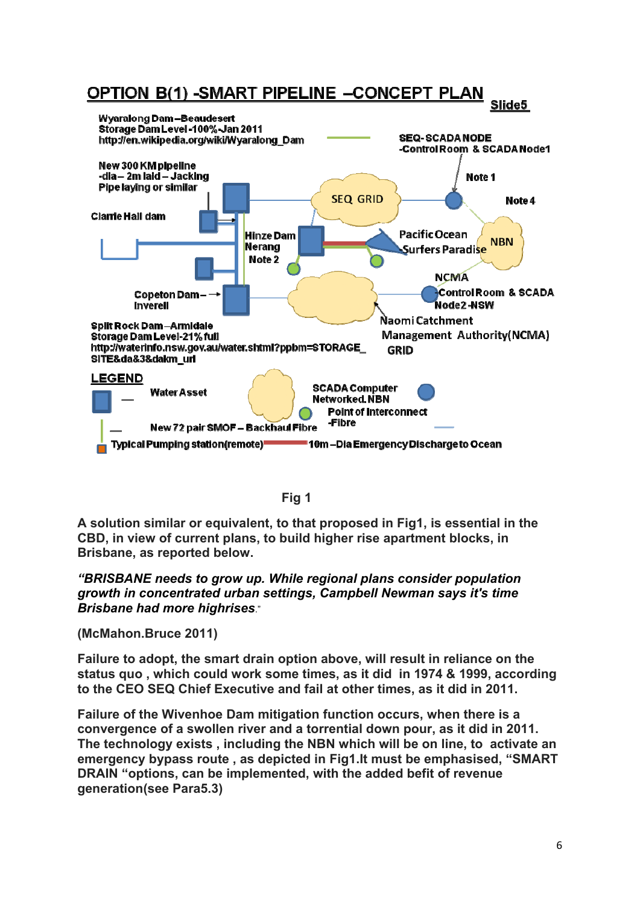## OPTION B(1) -SMART PIPELINE –CONCEPT PLAN

Slide5

Wyaralong Dam –Beaudesert
Storage Dam Level -100% -Jan 2011
http://en.wikipedia.org/wiki/Wyaralong_Dam

SEQ-SCADA NODE
-Control Room & SCADA Node1

New 300 KM pipeline
-dia – 2m laid – Jacking
Pipe laying or similar

Note 1

SEQ GRID

Note 4

Clarrie Hall dam

Hinze Dam
Nerang
Note 2

Pacific Ocean
-Surfers Paradise

NBN

NCMA
-Control Room & SCADA
Node2-NSW

Copeton Dam –
Inverell

Naomi Catchment
Management Authority(NCMA)
GRID

Split Rock Dam –Armidale
Storage Dam Level-21% full
http://waterinfo.nsw.gov.au/water.shtml?ppbm=STORAGE_SITE&da&3&dakm_url

LEGEND

Water Asset

SCADA Computer
Networked NBN

Point of Interconnect
-Fibre

New 72 pair SMOF – Backhaul Fibre

Typical Pumping station(remote)

10m –Dia Emergency Discharge to Ocean

Fig 1

**A solution similar or equivalent, to that proposed in Fig1, is essential in the CBD, in view of current plans, to build higher rise apartment blocks, in Brisbane, as reported below.**

***"BRISBANE needs to grow up. While regional plans consider population growth in concentrated urban settings, Campbell Newman says it's time Brisbane had more highrises.*"**

**(McMahon.Bruce 2011)**

**Failure to adopt, the smart drain option above, will result in reliance on the status quo , which could work some times, as it did in 1974 & 1999, according to the CEO SEQ Chief Executive and fail at other times, as it did in 2011.**

**Failure of the Wivenhoe Dam mitigation function occurs, when there is a convergence of a swollen river and a torrential down pour, as it did in 2011. The technology exists , including the NBN which will be on line, to activate an emergency bypass route , as depicted in Fig1.It must be emphasised, "SMART DRAIN "options, can be implemented, with the added befit of revenue generation(see Para5.3)**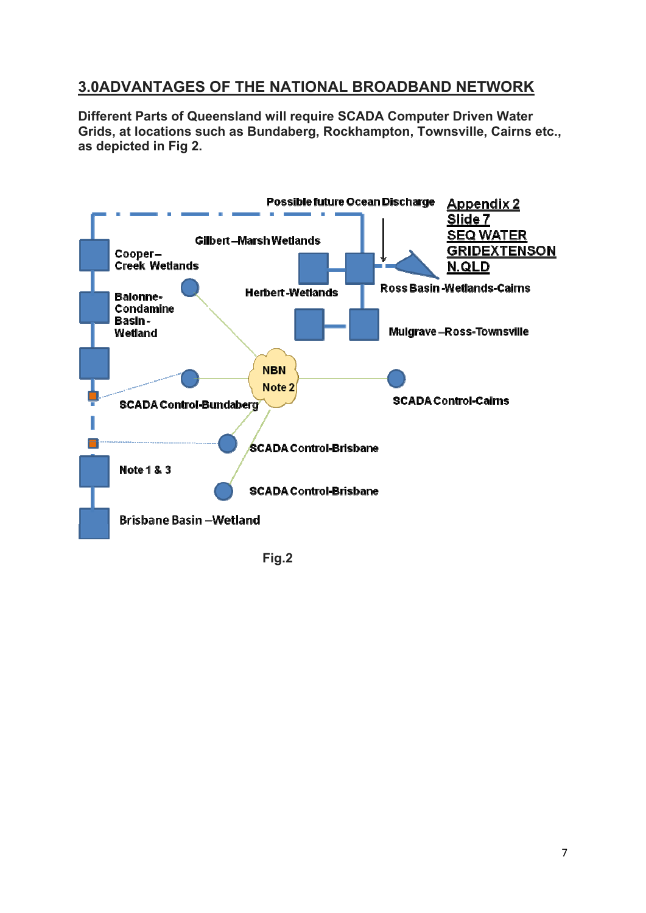## 3.0ADVANTAGES OF THE NATIONAL BROADBAND NETWORK

**Different Parts of Queensland will require SCADA Computer Driven Water Grids, at locations such as Bundaberg, Rockhampton, Townsville, Cairns etc., as depicted in Fig 2.**

Possible future Ocean Discharge

Appendix 2
Slide 7
SEQ WATER
GRIDEXTENSON
N.QLD

Gilbert –Marsh Wetlands

Cooper–Creek Wetlands

Herbert -Wetlands

Ross Basin -Wetlands-Cairns

Balonne-Condamine Basin -Wetland

Mulgrave –Ross-Townsville

NBN Note 2

SCADA Control-Bundaberg

SCADA Control-Cairns

SCADA Control-Brisbane

Note 1 & 3

SCADA Control-Brisbane

Brisbane Basin –Wetland

Fig.2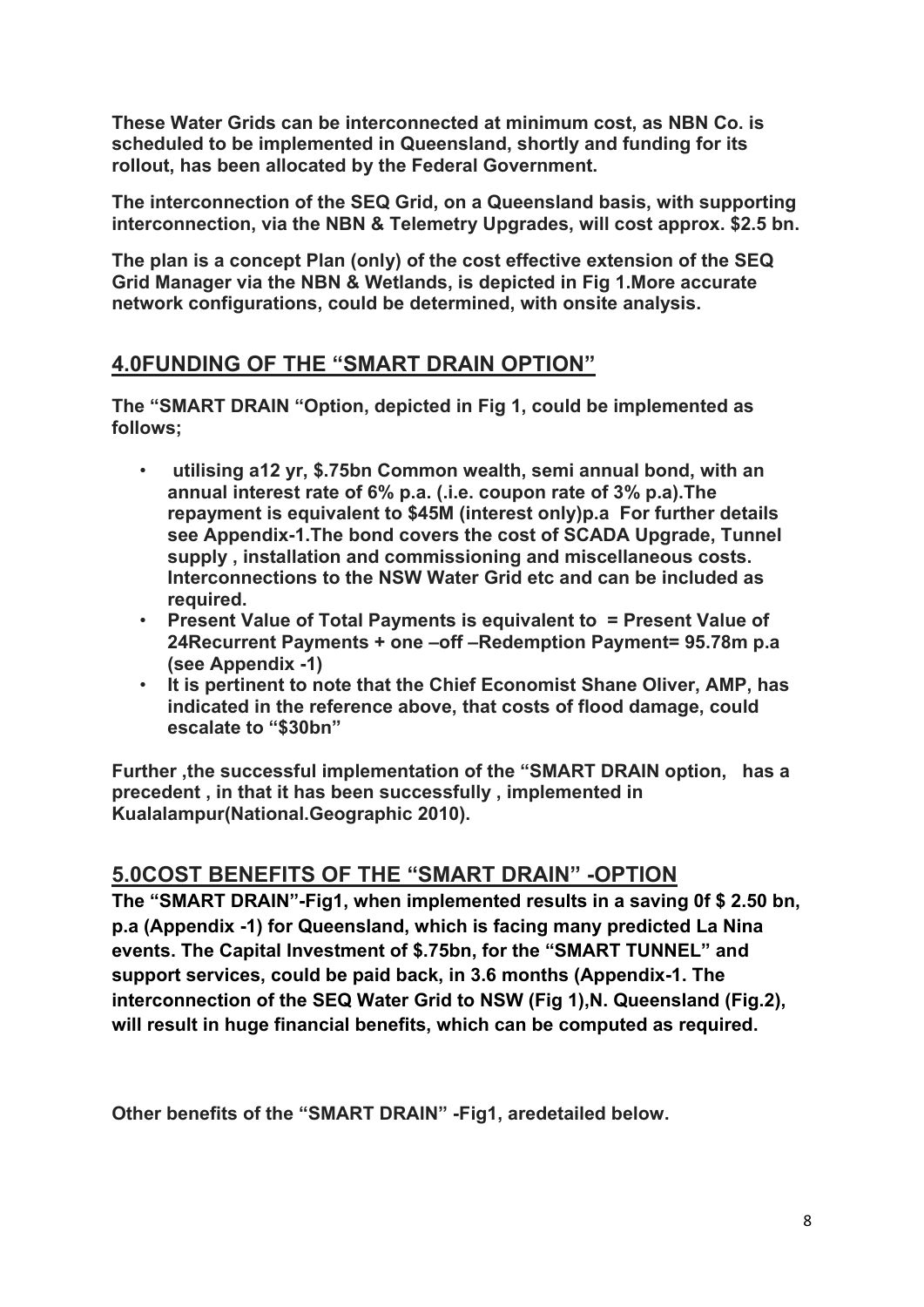**These Water Grids can be interconnected at minimum cost, as NBN Co. is scheduled to be implemented in Queensland, shortly and funding for its rollout, has been allocated by the Federal Government.**

**The interconnection of the SEQ Grid, on a Queensland basis, with supporting interconnection, via the NBN & Telemetry Upgrades, will cost approx. $2.5 bn.**

**The plan is a concept Plan (only) of the cost effective extension of the SEQ Grid Manager via the NBN & Wetlands, is depicted in Fig 1.More accurate network configurations, could be determined, with onsite analysis.**

## 4.0FUNDING OF THE "SMART DRAIN OPTION"

**The "SMART DRAIN "Option, depicted in Fig 1, could be implemented as follows;**

- **utilising a12 yr, $.75bn Common wealth, semi annual bond, with an annual interest rate of 6% p.a. (.i.e. coupon rate of 3% p.a).The repayment is equivalent to $45M (interest only)p.a For further details see Appendix-1.The bond covers the cost of SCADA Upgrade, Tunnel supply , installation and commissioning and miscellaneous costs. Interconnections to the NSW Water Grid etc and can be included as required.**
- **Present Value of Total Payments is equivalent to = Present Value of 24Recurrent Payments + one –off –Redemption Payment= 95.78m p.a (see Appendix -1)**
- **It is pertinent to note that the Chief Economist Shane Oliver, AMP, has indicated in the reference above, that costs of flood damage, could escalate to "$30bn"**

**Further ,the successful implementation of the "SMART DRAIN option, has a precedent , in that it has been successfully , implemented in Kualalampur(National.Geographic 2010).**

## 5.0COST BENEFITS OF THE "SMART DRAIN" -OPTION

**The "SMART DRAIN"-Fig1, when implemented results in a saving 0f $ 2.50 bn, p.a (Appendix -1) for Queensland, which is facing many predicted La Nina events. The Capital Investment of $.75bn, for the "SMART TUNNEL" and support services, could be paid back, in 3.6 months (Appendix-1. The interconnection of the SEQ Water Grid to NSW (Fig 1),N. Queensland (Fig.2), will result in huge financial benefits, which can be computed as required.**

**Other benefits of the "SMART DRAIN" -Fig1, aredetailed below.**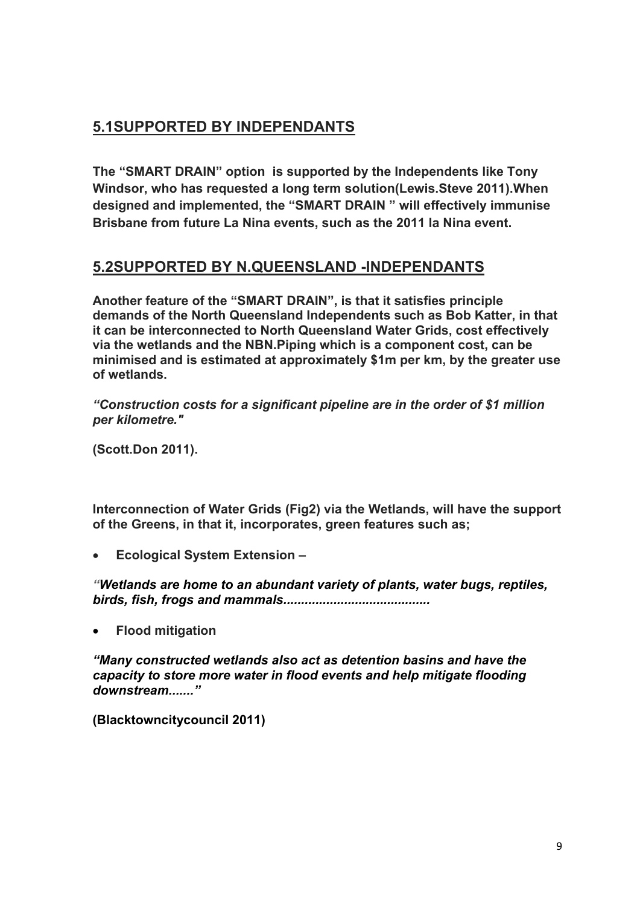## 5.1SUPPORTED BY INDEPENDANTS

**The "SMART DRAIN" option is supported by the Independents like Tony Windsor, who has requested a long term solution(Lewis.Steve 2011).When designed and implemented, the "SMART DRAIN " will effectively immunise Brisbane from future La Nina events, such as the 2011 la Nina event.**

## 5.2SUPPORTED BY N.QUEENSLAND -INDEPENDANTS

**Another feature of the "SMART DRAIN", is that it satisfies principle demands of the North Queensland Independents such as Bob Katter, in that it can be interconnected to North Queensland Water Grids, cost effectively via the wetlands and the NBN.Piping which is a component cost, can be minimised and is estimated at approximately $1m per km, by the greater use of wetlands.**

***"Construction costs for a significant pipeline are in the order of $1 million per kilometre."***

**(Scott.Don 2011).**

**Interconnection of Water Grids (Fig2) via the Wetlands, will have the support of the Greens, in that it, incorporates, green features such as;**

- **Ecological System Extension –**

***"Wetlands are home to an abundant variety of plants, water bugs, reptiles, birds, fish, frogs and mammals........................................***

- **Flood mitigation**

***"Many constructed wetlands also act as detention basins and have the capacity to store more water in flood events and help mitigate flooding downstream......."***

**(Blacktowncitycouncil 2011)**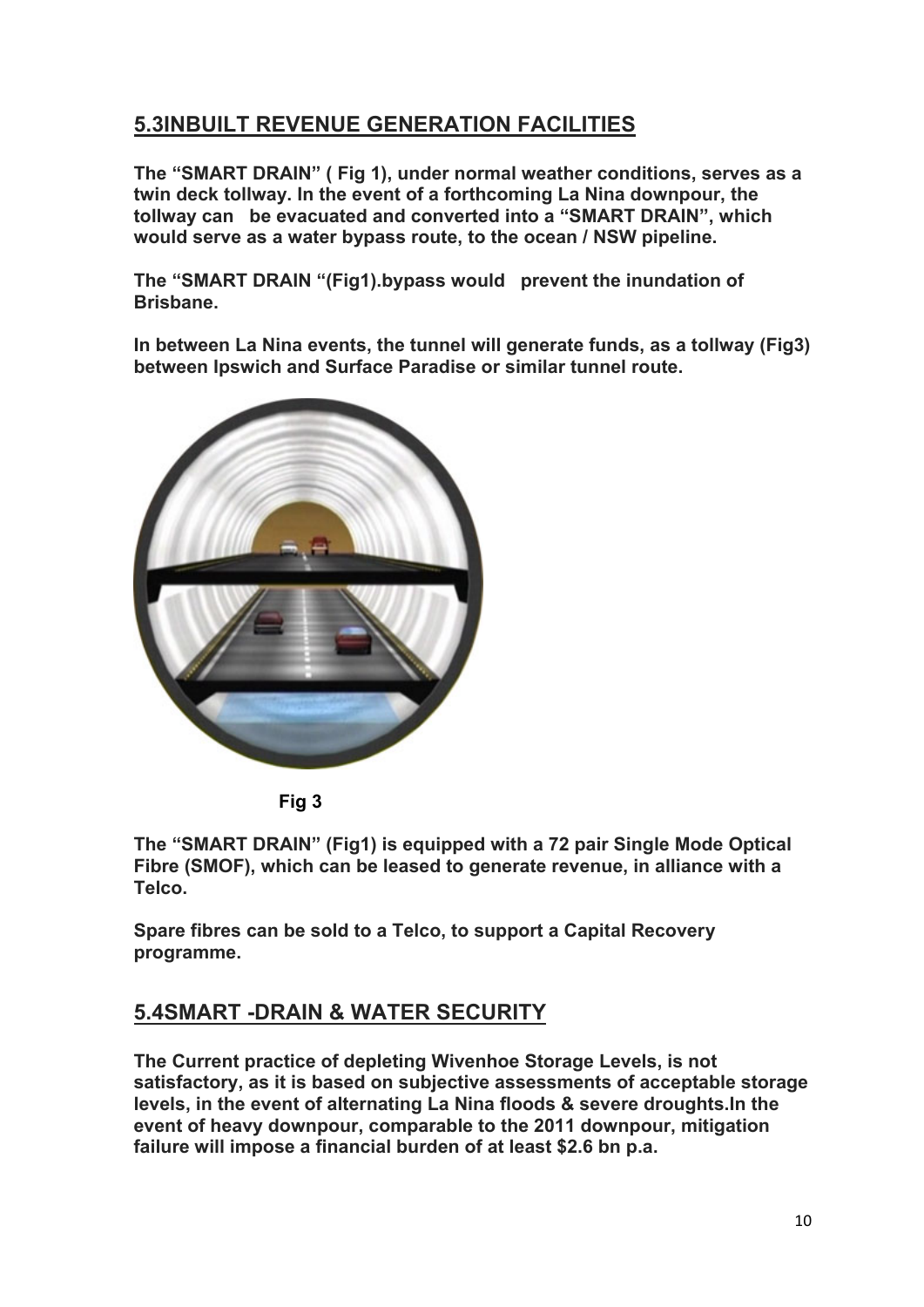## 5.3INBUILT REVENUE GENERATION FACILITIES

**The “SMART DRAIN” ( Fig 1), under normal weather conditions, serves as a twin deck tollway. In the event of a forthcoming La Nina downpour, the tollway can be evacuated and converted into a “SMART DRAIN”, which would serve as a water bypass route, to the ocean / NSW pipeline.**

**The “SMART DRAIN “(Fig1).bypass would prevent the inundation of Brisbane.**

**In between La Nina events, the tunnel will generate funds, as a tollway (Fig3) between Ipswich and Surface Paradise or similar tunnel route.**

**Fig 3**

**The “SMART DRAIN” (Fig1) is equipped with a 72 pair Single Mode Optical Fibre (SMOF), which can be leased to generate revenue, in alliance with a Telco.**

**Spare fibres can be sold to a Telco, to support a Capital Recovery programme.**

## 5.4SMART -DRAIN & WATER SECURITY

**The Current practice of depleting Wivenhoe Storage Levels, is not satisfactory, as it is based on subjective assessments of acceptable storage levels, in the event of alternating La Nina floods & severe droughts.In the event of heavy downpour, comparable to the 2011 downpour, mitigation failure will impose a financial burden of at least $2.6 bn p.a.**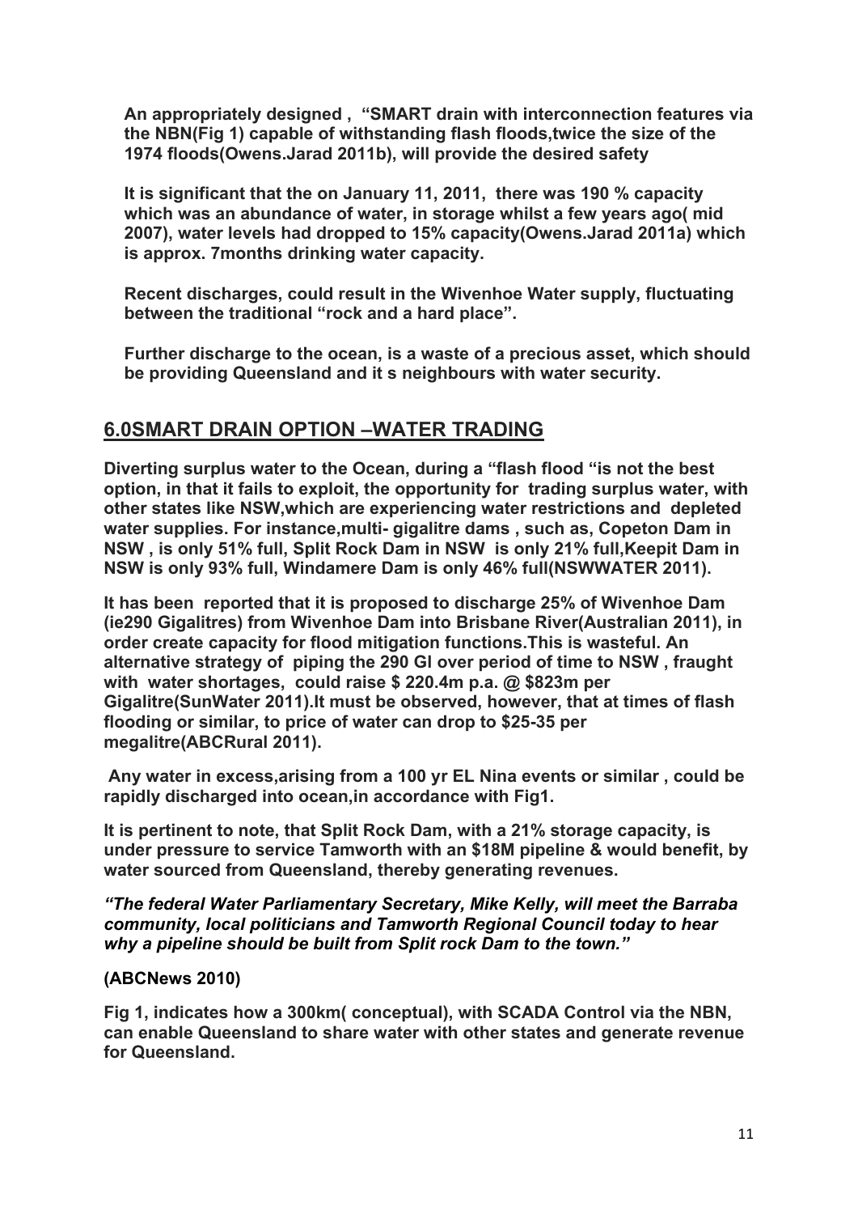**An appropriately designed , "SMART drain with interconnection features via the NBN(Fig 1) capable of withstanding flash floods,twice the size of the 1974 floods(Owens.Jarad 2011b), will provide the desired safety**

**It is significant that the on January 11, 2011, there was 190 % capacity which was an abundance of water, in storage whilst a few years ago( mid 2007), water levels had dropped to 15% capacity(Owens.Jarad 2011a) which is approx. 7months drinking water capacity.**

**Recent discharges, could result in the Wivenhoe Water supply, fluctuating between the traditional "rock and a hard place".**

**Further discharge to the ocean, is a waste of a precious asset, which should be providing Queensland and it s neighbours with water security.**

## 6.0SMART DRAIN OPTION –WATER TRADING

**Diverting surplus water to the Ocean, during a "flash flood "is not the best option, in that it fails to exploit, the opportunity for trading surplus water, with other states like NSW,which are experiencing water restrictions and depleted water supplies. For instance,multi- gigalitre dams , such as, Copeton Dam in NSW , is only 51% full, Split Rock Dam in NSW is only 21% full,Keepit Dam in NSW is only 93% full, Windamere Dam is only 46% full(NSWWATER 2011).**

**It has been reported that it is proposed to discharge 25% of Wivenhoe Dam (ie290 Gigalitres) from Wivenhoe Dam into Brisbane River(Australian 2011), in order create capacity for flood mitigation functions.This is wasteful. An alternative strategy of piping the 290 Gl over period of time to NSW , fraught with water shortages, could raise $ 220.4m p.a. @ $823m per Gigalitre(SunWater 2011).It must be observed, however, that at times of flash flooding or similar, to price of water can drop to $25-35 per megalitre(ABCRural 2011).**

**Any water in excess,arising from a 100 yr EL Nina events or similar , could be rapidly discharged into ocean,in accordance with Fig1.**

**It is pertinent to note, that Split Rock Dam, with a 21% storage capacity, is under pressure to service Tamworth with an $18M pipeline & would benefit, by water sourced from Queensland, thereby generating revenues.**

***"The federal Water Parliamentary Secretary, Mike Kelly, will meet the Barraba community, local politicians and Tamworth Regional Council today to hear why a pipeline should be built from Split rock Dam to the town."***

**(ABCNews 2010)**

**Fig 1, indicates how a 300km( conceptual), with SCADA Control via the NBN, can enable Queensland to share water with other states and generate revenue for Queensland.**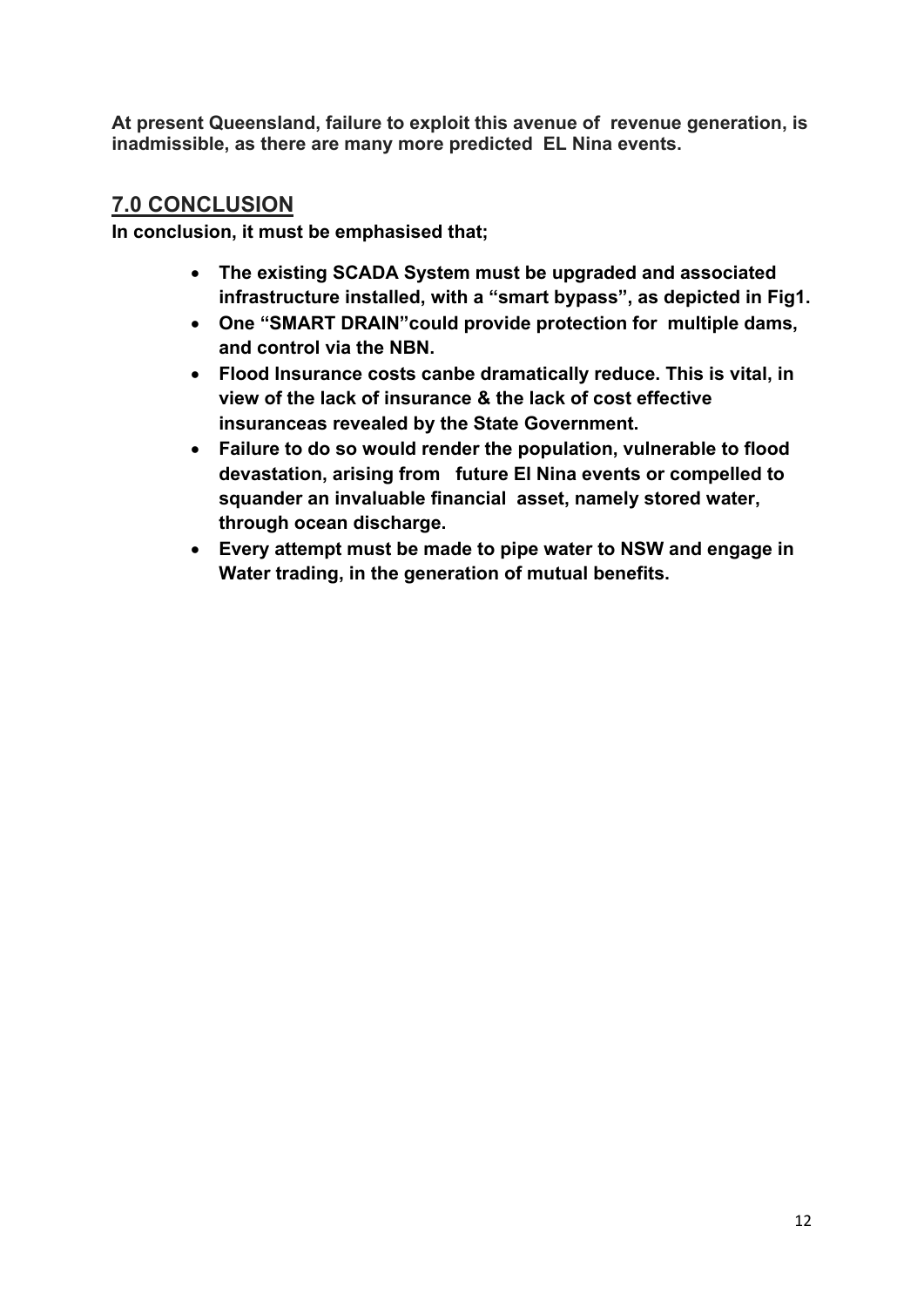**At present Queensland, failure to exploit this avenue of revenue generation, is inadmissible, as there are many more predicted EL Nina events.**

## 7.0 CONCLUSION

**In conclusion, it must be emphasised that;**

- **The existing SCADA System must be upgraded and associated infrastructure installed, with a "smart bypass", as depicted in Fig1.**
- **One "SMART DRAIN"could provide protection for multiple dams, and control via the NBN.**
- **Flood Insurance costs canbe dramatically reduce. This is vital, in view of the lack of insurance & the lack of cost effective insuranceas revealed by the State Government.**
- **Failure to do so would render the population, vulnerable to flood devastation, arising from future El Nina events or compelled to squander an invaluable financial asset, namely stored water, through ocean discharge.**
- **Every attempt must be made to pipe water to NSW and engage in Water trading, in the generation of mutual benefits.**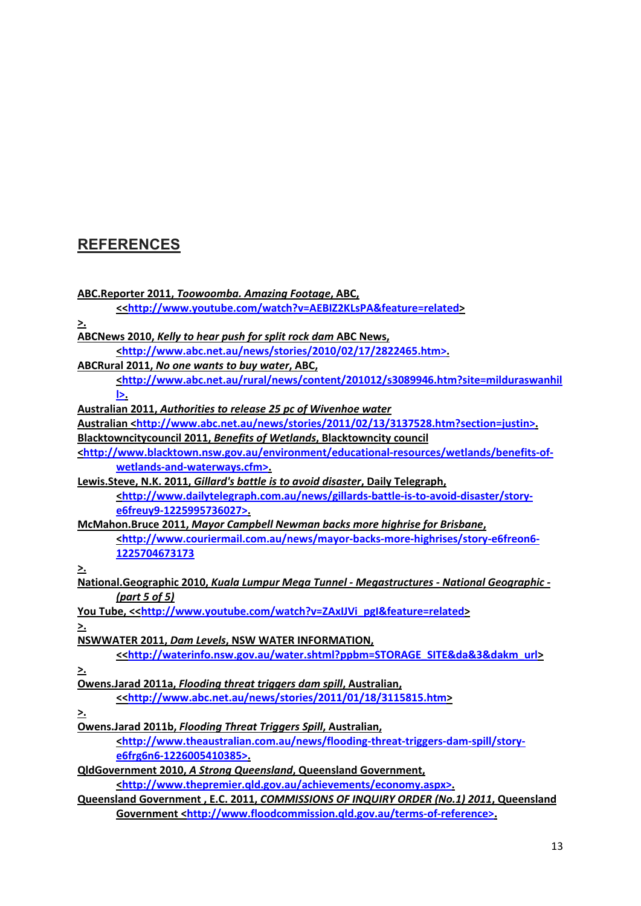## REFERENCES

ABC.Reporter 2011, *Toowoomba. Amazing Footage*, ABC, <<http://www.youtube.com/watch?v=AEBIZ2KLsPA&feature=related>
>.

ABCNews 2010, *Kelly to hear push for split rock dam* ABC News, <http://www.abc.net.au/news/stories/2010/02/17/2822465.htm>.

ABCRural 2011, *No one wants to buy water*, ABC, <http://www.abc.net.au/rural/news/content/201012/s3089946.htm?site=milduraswanhill>.

Australian 2011, *Authorities to release 25 pc of Wivenhoe water*

Australian <http://www.abc.net.au/news/stories/2011/02/13/3137528.htm?section=justin>.

Blacktowncitycouncil 2011, *Benefits of Wetlands*, Blacktowncity council <http://www.blacktown.nsw.gov.au/environment/educational-resources/wetlands/benefits-of-wetlands-and-waterways.cfm>.

Lewis.Steve, N.K. 2011, *Gillard's battle is to avoid disaster*, Daily Telegraph, <http://www.dailytelegraph.com.au/news/gillards-battle-is-to-avoid-disaster/story-e6freuy9-1225995736027>.

McMahon.Bruce 2011, *Mayor Campbell Newman backs more highrise for Brisbane*, <http://www.couriermail.com.au/news/mayor-backs-more-highrises/story-e6freon6-1225704673173
>.

National.Geographic 2010, *Kuala Lumpur Mega Tunnel - Megastructures - National Geographic - (part 5 of 5)*

You Tube, <<http://www.youtube.com/watch?v=ZAxIJVi_pgI&feature=related>
>.

NSWWATER 2011, *Dam Levels*, NSW WATER INFORMATION, <<http://waterinfo.nsw.gov.au/water.shtml?ppbm=STORAGE_SITE&da&3&dakm_url>
>.

Owens.Jarad 2011a, *Flooding threat triggers dam spill*, Australian, <<http://www.abc.net.au/news/stories/2011/01/18/3115815.htm>
>.

Owens.Jarad 2011b, *Flooding Threat Triggers Spill*, Australian, <http://www.theaustralian.com.au/news/flooding-threat-triggers-dam-spill/story-e6frg6n6-1226005410385>.

QldGovernment 2010, *A Strong Queensland*, Queensland Government, <http://www.thepremier.qld.gov.au/achievements/economy.aspx>.

Queensland Government , E.C. 2011, *COMMISSIONS OF INQUIRY ORDER (No.1) 2011*, Queensland Government <http://www.floodcommission.qld.gov.au/terms-of-reference>.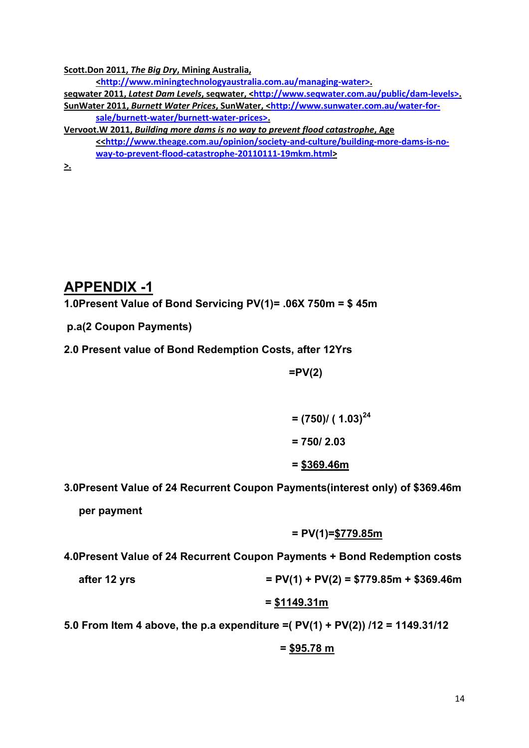Scott.Don 2011, ***The Big Dry***, Mining Australia, <http://www.miningtechnologyaustralia.com.au/managing-water>.

seqwater 2011, ***Latest Dam Levels***, seqwater, <http://www.seqwater.com.au/public/dam-levels>.

SunWater 2011, ***Burnett Water Prices***, SunWater, <http://www.sunwater.com.au/water-for-sale/burnett-water/burnett-water-prices>.

Vervoot.W 2011, ***Building more dams is no way to prevent flood catastrophe***, Age <<http://www.theage.com.au/opinion/society-and-culture/building-more-dams-is-no-way-to-prevent-flood-catastrophe-20110111-19mkm.html> >.

# APPENDIX -1

**1.0Present Value of Bond Servicing PV(1)= .06X 750m = $ 45m**

**p.a(2 Coupon Payments)**

**2.0 Present value of Bond Redemption Costs, after 12Yrs**

**=PV(2)**

$$= (750) / (1.03)^{24}$$

$$= 750 / 2.03$$

**= $369.46m**

**3.0Present Value of 24 Recurrent Coupon Payments(interest only) of $369.46m per payment**

**= PV(1)=$779.85m**

**4.0Present Value of 24 Recurrent Coupon Payments + Bond Redemption costs after 12 yrs** **= PV(1) + PV(2) = $779.85m + $369.46m**

**= $1149.31m**

**5.0 From Item 4 above, the p.a expenditure =( PV(1) + PV(2)) /12 = 1149.31/12**

**= $95.78 m**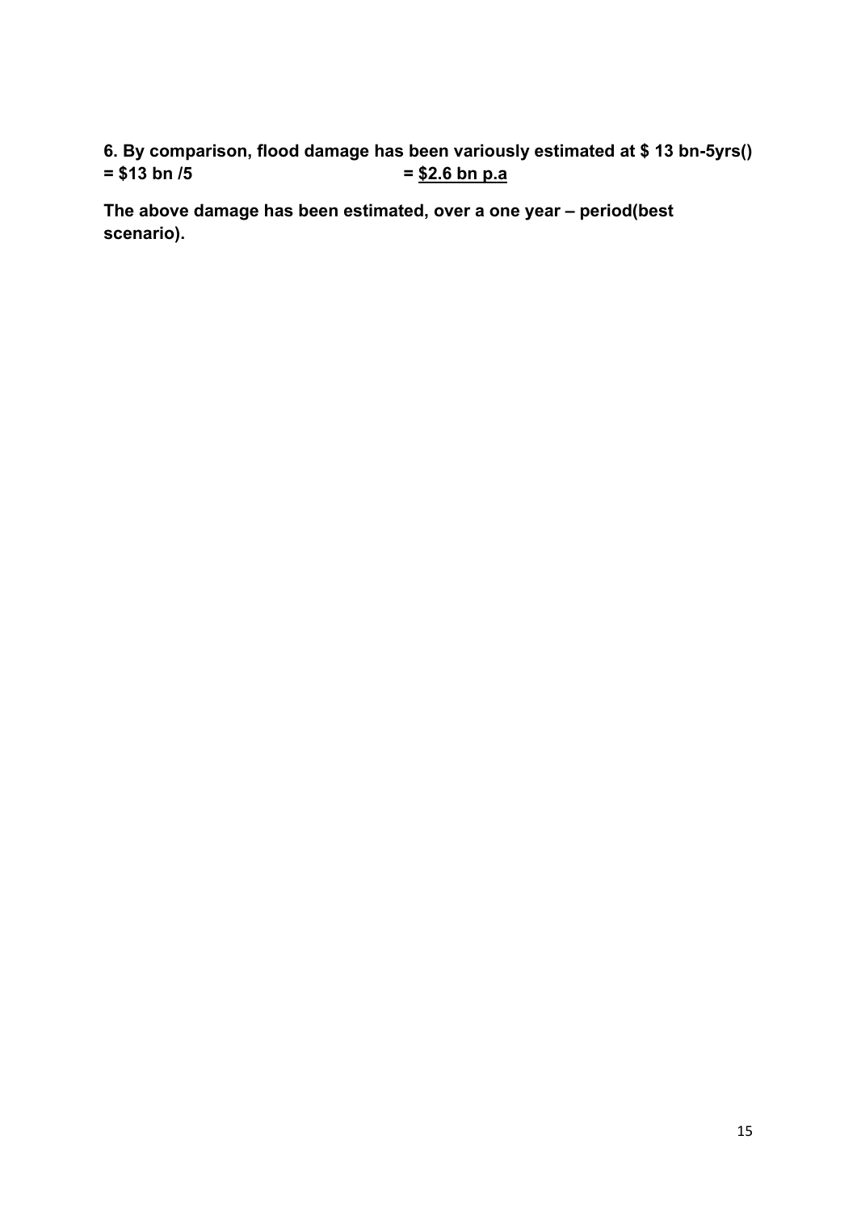**6. By comparison, flood damage has been variously estimated at $ 13 bn-5yrs()**
**= $13 bn /5 = <u>$2.6 bn p.a</u>**

**The above damage has been estimated, over a one year – period(best scenario).**